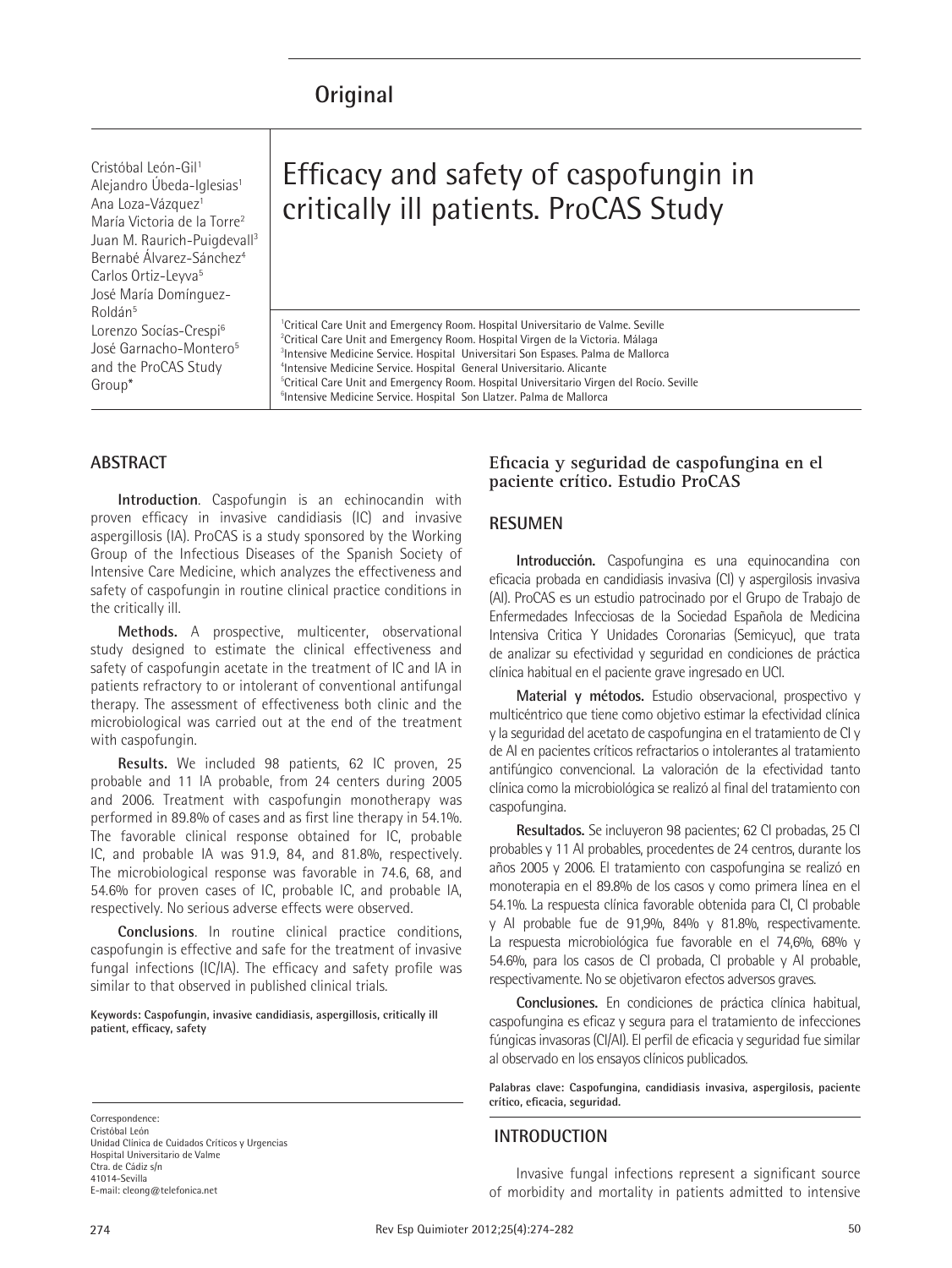Original

# Efficacy and safety of caspofungin in critically ill patients. ProCAS Study

Cristóbal León-Gil[1]
Alejandro Úbeda-Iglesias[1]
Ana Loza-Vázquez[1]
María Victoria de la Torre[2]
Juan M. Raurich-Puigdevall[3]
Bernabé Álvarez-Sánchez[4]
Carlos Ortiz-Leyva[5]
José María Domínguez-Roldán[5]
Lorenzo Socías-Crespi[6]
José Garnacho-Montero[5]
and the ProCAS Study Group*

[1]Critical Care Unit and Emergency Room. Hospital Universitario de Valme. Seville
[2]Critical Care Unit and Emergency Room. Hospital Virgen de la Victoria. Málaga
[3]Intensive Medicine Service. Hospital Universitari Son Espases. Palma de Mallorca
[4]Intensive Medicine Service. Hospital General Universitario. Alicante
[5]Critical Care Unit and Emergency Room. Hospital Universitario Virgen del Rocío. Seville
[6]Intensive Medicine Service. Hospital Son Llatzer. Palma de Mallorca

## ABSTRACT

**Introduction**. Caspofungin is an echinocandin with proven efficacy in invasive candidiasis (IC) and invasive aspergillosis (IA). ProCAS is a study sponsored by the Working Group of the Infectious Diseases of the Spanish Society of Intensive Care Medicine, which analyzes the effectiveness and safety of caspofungin in routine clinical practice conditions in the critically ill.

**Methods.** A prospective, multicenter, observational study designed to estimate the clinical effectiveness and safety of caspofungin acetate in the treatment of IC and IA in patients refractory to or intolerant of conventional antifungal therapy. The assessment of effectiveness both clinic and the microbiological was carried out at the end of the treatment with caspofungin.

**Results.** We included 98 patients, 62 IC proven, 25 probable and 11 IA probable, from 24 centers during 2005 and 2006. Treatment with caspofungin monotherapy was performed in 89.8% of cases and as first line therapy in 54.1%. The favorable clinical response obtained for IC, probable IC, and probable IA was 91.9, 84, and 81.8%, respectively. The microbiological response was favorable in 74.6, 68, and 54.6% for proven cases of IC, probable IC, and probable IA, respectively. No serious adverse effects were observed.

**Conclusions**. In routine clinical practice conditions, caspofungin is effective and safe for the treatment of invasive fungal infections (IC/IA). The efficacy and safety profile was similar to that observed in published clinical trials.

**Keywords: Caspofungin, invasive candidiasis, aspergillosis, critically ill patient, efficacy, safety**

### Eficacia y seguridad de caspofungina en el paciente crítico. Estudio ProCAS

## RESUMEN

**Introducción.** Caspofungina es una equinocandina con eficacia probada en candidiasis invasiva (CI) y aspergilosis invasiva (AI). ProCAS es un estudio patrocinado por el Grupo de Trabajo de Enfermedades Infecciosas de la Sociedad Española de Medicina Intensiva Critica Y Unidades Coronarias (Semicyuc), que trata de analizar su efectividad y seguridad en condiciones de práctica clínica habitual en el paciente grave ingresado en UCI.

**Material y métodos.** Estudio observacional, prospectivo y multicéntrico que tiene como objetivo estimar la efectividad clínica y la seguridad del acetato de caspofungina en el tratamiento de CI y de AI en pacientes críticos refractarios o intolerantes al tratamiento antifúngico convencional. La valoración de la efectividad tanto clínica como la microbiológica se realizó al final del tratamiento con caspofungina.

**Resultados.** Se incluyeron 98 pacientes; 62 CI probadas, 25 CI probables y 11 AI probables, procedentes de 24 centros, durante los años 2005 y 2006. El tratamiento con caspofungina se realizó en monoterapia en el 89.8% de los casos y como primera línea en el 54.1%. La respuesta clínica favorable obtenida para CI, CI probable y AI probable fue de 91,9%, 84% y 81.8%, respectivamente. La respuesta microbiológica fue favorable en el 74,6%, 68% y 54.6%, para los casos de CI probada, CI probable y AI probable, respectivamente. No se objetivaron efectos adversos graves.

**Conclusiones.** En condiciones de práctica clínica habitual, caspofungina es eficaz y segura para el tratamiento de infecciones fúngicas invasoras (CI/AI). El perfil de eficacia y seguridad fue similar al observado en los ensayos clínicos publicados.

**Palabras clave: Caspofungina, candidiasis invasiva, aspergilosis, paciente crítico, eficacia, seguridad.**

## INTRODUCTION

Invasive fungal infections represent a significant source of morbidity and mortality in patients admitted to intensive

Correspondence:
Cristóbal León
Unidad Clínica de Cuidados Críticos y Urgencias
Hospital Universitario de Valme
Ctra. de Cádiz s/n
41014-Sevilla
E-mail: cleong@telefonica.net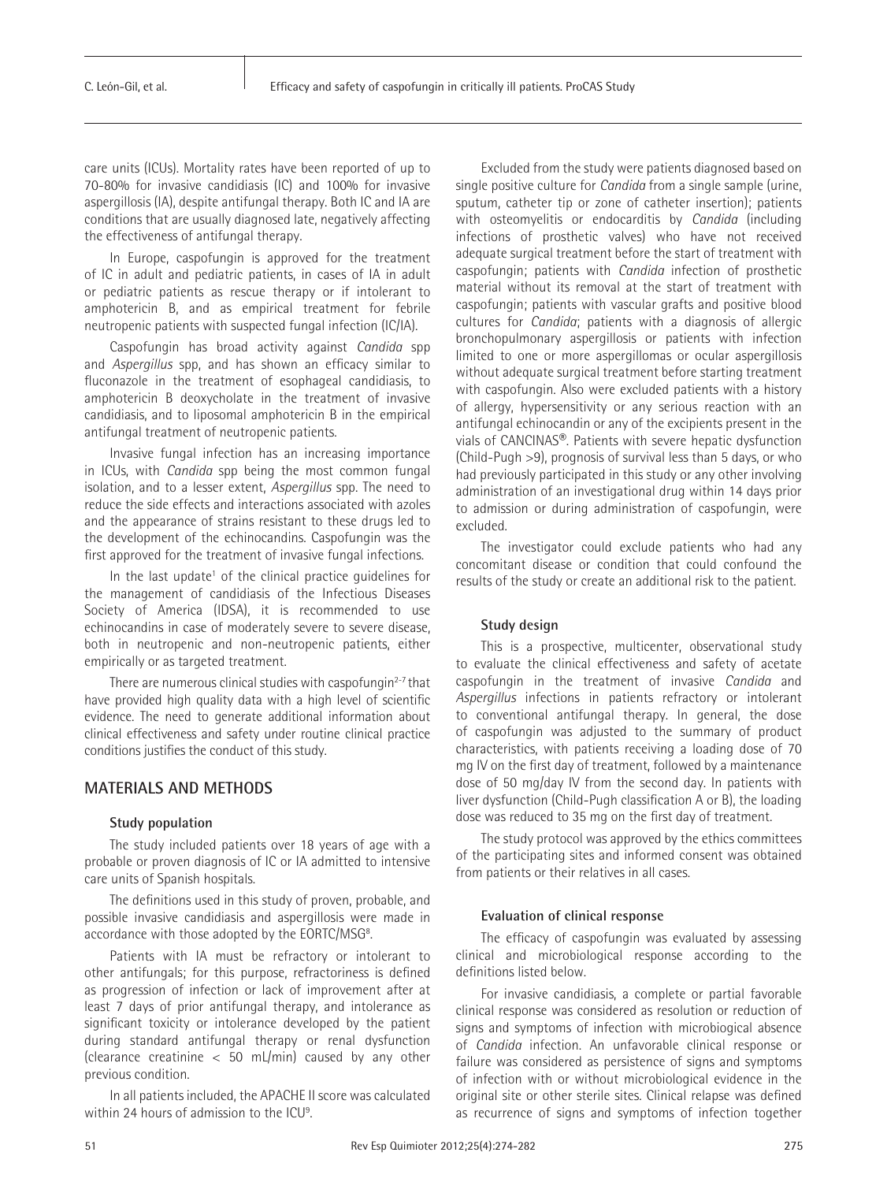care units (ICUs). Mortality rates have been reported of up to 70-80% for invasive candidiasis (IC) and 100% for invasive aspergillosis (IA), despite antifungal therapy. Both IC and IA are conditions that are usually diagnosed late, negatively affecting the effectiveness of antifungal therapy.

In Europe, caspofungin is approved for the treatment of IC in adult and pediatric patients, in cases of IA in adult or pediatric patients as rescue therapy or if intolerant to amphotericin B, and as empirical treatment for febrile neutropenic patients with suspected fungal infection (IC/IA).

Caspofungin has broad activity against *Candida* spp and *Aspergillus* spp, and has shown an efficacy similar to fluconazole in the treatment of esophageal candidiasis, to amphotericin B deoxycholate in the treatment of invasive candidiasis, and to liposomal amphotericin B in the empirical antifungal treatment of neutropenic patients.

Invasive fungal infection has an increasing importance in ICUs, with *Candida* spp being the most common fungal isolation, and to a lesser extent, *Aspergillus* spp. The need to reduce the side effects and interactions associated with azoles and the appearance of strains resistant to these drugs led to the development of the echinocandins. Caspofungin was the first approved for the treatment of invasive fungal infections.

In the last update[1] of the clinical practice guidelines for the management of candidiasis of the Infectious Diseases Society of America (IDSA), it is recommended to use echinocandins in case of moderately severe to severe disease, both in neutropenic and non-neutropenic patients, either empirically or as targeted treatment.

There are numerous clinical studies with caspofungin[2-7] that have provided high quality data with a high level of scientific evidence. The need to generate additional information about clinical effectiveness and safety under routine clinical practice conditions justifies the conduct of this study.

## MATERIALS AND METHODS

### Study population

The study included patients over 18 years of age with a probable or proven diagnosis of IC or IA admitted to intensive care units of Spanish hospitals.

The definitions used in this study of proven, probable, and possible invasive candidiasis and aspergillosis were made in accordance with those adopted by the EORTC/MSG[8].

Patients with IA must be refractory or intolerant to other antifungals; for this purpose, refractoriness is defined as progression of infection or lack of improvement after at least 7 days of prior antifungal therapy, and intolerance as significant toxicity or intolerance developed by the patient during standard antifungal therapy or renal dysfunction (clearance creatinine < 50 mL/min) caused by any other previous condition.

In all patients included, the APACHE II score was calculated within 24 hours of admission to the ICU[9].

Excluded from the study were patients diagnosed based on single positive culture for *Candida* from a single sample (urine, sputum, catheter tip or zone of catheter insertion); patients with osteomyelitis or endocarditis by *Candida* (including infections of prosthetic valves) who have not received adequate surgical treatment before the start of treatment with caspofungin; patients with *Candida* infection of prosthetic material without its removal at the start of treatment with caspofungin; patients with vascular grafts and positive blood cultures for *Candida*; patients with a diagnosis of allergic bronchopulmonary aspergillosis or patients with infection limited to one or more aspergillomas or ocular aspergillosis without adequate surgical treatment before starting treatment with caspofungin. Also were excluded patients with a history of allergy, hypersensitivity or any serious reaction with an antifungal echinocandin or any of the excipients present in the vials of CANCINAS®. Patients with severe hepatic dysfunction (Child-Pugh >9), prognosis of survival less than 5 days, or who had previously participated in this study or any other involving administration of an investigational drug within 14 days prior to admission or during administration of caspofungin, were excluded.

The investigator could exclude patients who had any concomitant disease or condition that could confound the results of the study or create an additional risk to the patient.

### Study design

This is a prospective, multicenter, observational study to evaluate the clinical effectiveness and safety of acetate caspofungin in the treatment of invasive *Candida* and *Aspergillus* infections in patients refractory or intolerant to conventional antifungal therapy. In general, the dose of caspofungin was adjusted to the summary of product characteristics, with patients receiving a loading dose of 70 mg IV on the first day of treatment, followed by a maintenance dose of 50 mg/day IV from the second day. In patients with liver dysfunction (Child-Pugh classification A or B), the loading dose was reduced to 35 mg on the first day of treatment.

The study protocol was approved by the ethics committees of the participating sites and informed consent was obtained from patients or their relatives in all cases.

### Evaluation of clinical response

The efficacy of caspofungin was evaluated by assessing clinical and microbiological response according to the definitions listed below.

For invasive candidiasis, a complete or partial favorable clinical response was considered as resolution or reduction of signs and symptoms of infection with microbiogical absence of *Candida* infection. An unfavorable clinical response or failure was considered as persistence of signs and symptoms of infection with or without microbiological evidence in the original site or other sterile sites. Clinical relapse was defined as recurrence of signs and symptoms of infection together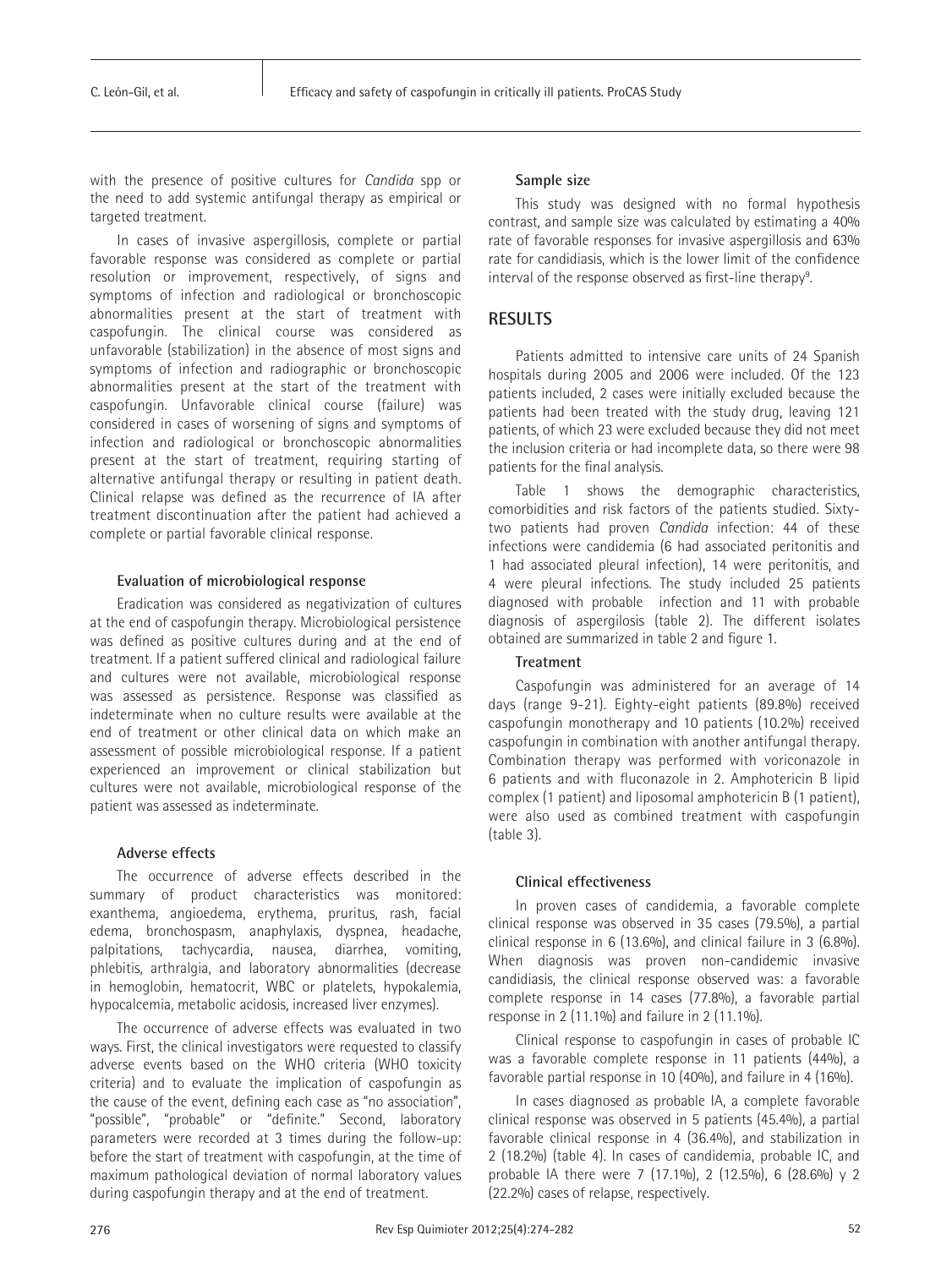with the presence of positive cultures for *Candida* spp or the need to add systemic antifungal therapy as empirical or targeted treatment.

In cases of invasive aspergillosis, complete or partial favorable response was considered as complete or partial resolution or improvement, respectively, of signs and symptoms of infection and radiological or bronchoscopic abnormalities present at the start of treatment with caspofungin. The clinical course was considered as unfavorable (stabilization) in the absence of most signs and symptoms of infection and radiographic or bronchoscopic abnormalities present at the start of the treatment with caspofungin. Unfavorable clinical course (failure) was considered in cases of worsening of signs and symptoms of infection and radiological or bronchoscopic abnormalities present at the start of treatment, requiring starting of alternative antifungal therapy or resulting in patient death. Clinical relapse was defined as the recurrence of IA after treatment discontinuation after the patient had achieved a complete or partial favorable clinical response.

### Evaluation of microbiological response

Eradication was considered as negativization of cultures at the end of caspofungin therapy. Microbiological persistence was defined as positive cultures during and at the end of treatment. If a patient suffered clinical and radiological failure and cultures were not available, microbiological response was assessed as persistence. Response was classified as indeterminate when no culture results were available at the end of treatment or other clinical data on which make an assessment of possible microbiological response. If a patient experienced an improvement or clinical stabilization but cultures were not available, microbiological response of the patient was assessed as indeterminate.

### Adverse effects

The occurrence of adverse effects described in the summary of product characteristics was monitored: exanthema, angioedema, erythema, pruritus, rash, facial edema, bronchospasm, anaphylaxis, dyspnea, headache, palpitations, tachycardia, nausea, diarrhea, vomiting, phlebitis, arthralgia, and laboratory abnormalities (decrease in hemoglobin, hematocrit, WBC or platelets, hypokalemia, hypocalcemia, metabolic acidosis, increased liver enzymes).

The occurrence of adverse effects was evaluated in two ways. First, the clinical investigators were requested to classify adverse events based on the WHO criteria (WHO toxicity criteria) and to evaluate the implication of caspofungin as the cause of the event, defining each case as "no association", "possible", "probable" or "definite." Second, laboratory parameters were recorded at 3 times during the follow-up: before the start of treatment with caspofungin, at the time of maximum pathological deviation of normal laboratory values during caspofungin therapy and at the end of treatment.

### Sample size

This study was designed with no formal hypothesis contrast, and sample size was calculated by estimating a 40% rate of favorable responses for invasive aspergillosis and 63% rate for candidiasis, which is the lower limit of the confidence interval of the response observed as first-line therapy[9].

## RESULTS

Patients admitted to intensive care units of 24 Spanish hospitals during 2005 and 2006 were included. Of the 123 patients included, 2 cases were initially excluded because the patients had been treated with the study drug, leaving 121 patients, of which 23 were excluded because they did not meet the inclusion criteria or had incomplete data, so there were 98 patients for the final analysis.

Table 1 shows the demographic characteristics, comorbidities and risk factors of the patients studied. Sixty-two patients had proven *Candida* infection: 44 of these infections were candidemia (6 had associated peritonitis and 1 had associated pleural infection), 14 were peritonitis, and 4 were pleural infections. The study included 25 patients diagnosed with probable infection and 11 with probable diagnosis of aspergilosis (table 2). The different isolates obtained are summarized in table 2 and figure 1.

### Treatment

Caspofungin was administered for an average of 14 days (range 9-21). Eighty-eight patients (89.8%) received caspofungin monotherapy and 10 patients (10.2%) received caspofungin in combination with another antifungal therapy. Combination therapy was performed with voriconazole in 6 patients and with fluconazole in 2. Amphotericin B lipid complex (1 patient) and liposomal amphotericin B (1 patient), were also used as combined treatment with caspofungin (table 3).

### Clinical effectiveness

In proven cases of candidemia, a favorable complete clinical response was observed in 35 cases (79.5%), a partial clinical response in 6 (13.6%), and clinical failure in 3 (6.8%). When diagnosis was proven non-candidemic invasive candidiasis, the clinical response observed was: a favorable complete response in 14 cases (77.8%), a favorable partial response in 2 (11.1%) and failure in 2 (11.1%).

Clinical response to caspofungin in cases of probable IC was a favorable complete response in 11 patients (44%), a favorable partial response in 10 (40%), and failure in 4 (16%).

In cases diagnosed as probable IA, a complete favorable clinical response was observed in 5 patients (45.4%), a partial favorable clinical response in 4 (36.4%), and stabilization in 2 (18.2%) (table 4). In cases of candidemia, probable IC, and probable IA there were 7 (17.1%), 2 (12.5%), 6 (28.6%) y 2 (22.2%) cases of relapse, respectively.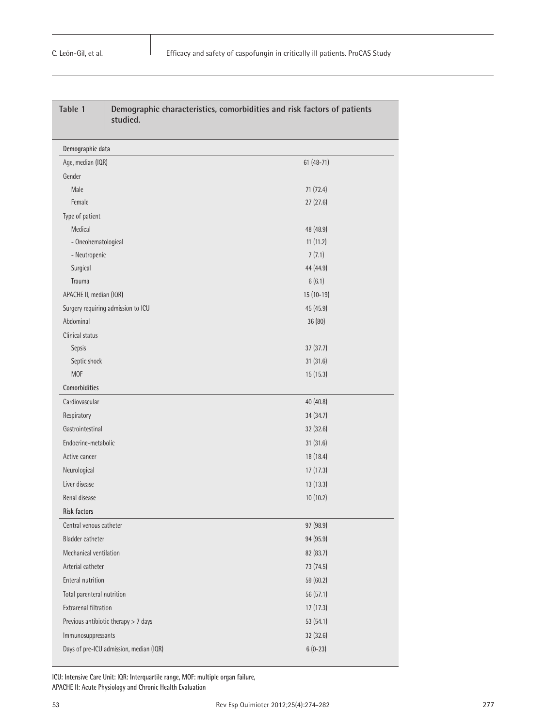**Table 1** Demographic characteristics, comorbidities and risk factors of patients studied.

| | |
|---|---|
| **Demographic data** | |
| Age, median (IQR) | 61 (48-71) |
| Gender | |
| Male | 71 (72.4) |
| Female | 27 (27.6) |
| Type of patient | |
| Medical | 48 (48.9) |
| - Oncohematological | 11 (11.2) |
| - Neutropenic | 7 (7.1) |
| Surgical | 44 (44.9) |
| Trauma | 6 (6.1) |
| APACHE II, median (IQR) | 15 (10-19) |
| Surgery requiring admission to ICU | 45 (45.9) |
| Abdominal | 36 (80) |
| Clinical status | |
| Sepsis | 37 (37.7) |
| Septic shock | 31 (31.6) |
| MOF | 15 (15.3) |
| **Comorbidities** | |
| Cardiovascular | 40 (40.8) |
| Respiratory | 34 (34.7) |
| Gastrointestinal | 32 (32.6) |
| Endocrine-metabolic | 31 (31.6) |
| Active cancer | 18 (18.4) |
| Neurological | 17 (17.3) |
| Liver disease | 13 (13.3) |
| Renal disease | 10 (10.2) |
| **Risk factors** | |
| Central venous catheter | 97 (98.9) |
| Bladder catheter | 94 (95.9) |
| Mechanical ventilation | 82 (83.7) |
| Arterial catheter | 73 (74.5) |
| Enteral nutrition | 59 (60.2) |
| Total parenteral nutrition | 56 (57.1) |
| Extrarenal filtration | 17 (17.3) |
| Previous antibiotic therapy > 7 days | 53 (54.1) |
| Immunosuppressants | 32 (32.6) |
| Days of pre-ICU admission, median (IQR) | 6 (0-23) |

ICU: Intensive Care Unit: IQR: Interquartile range, MOF: multiple organ failure,
APACHE II: Acute Physiology and Chronic Health Evaluation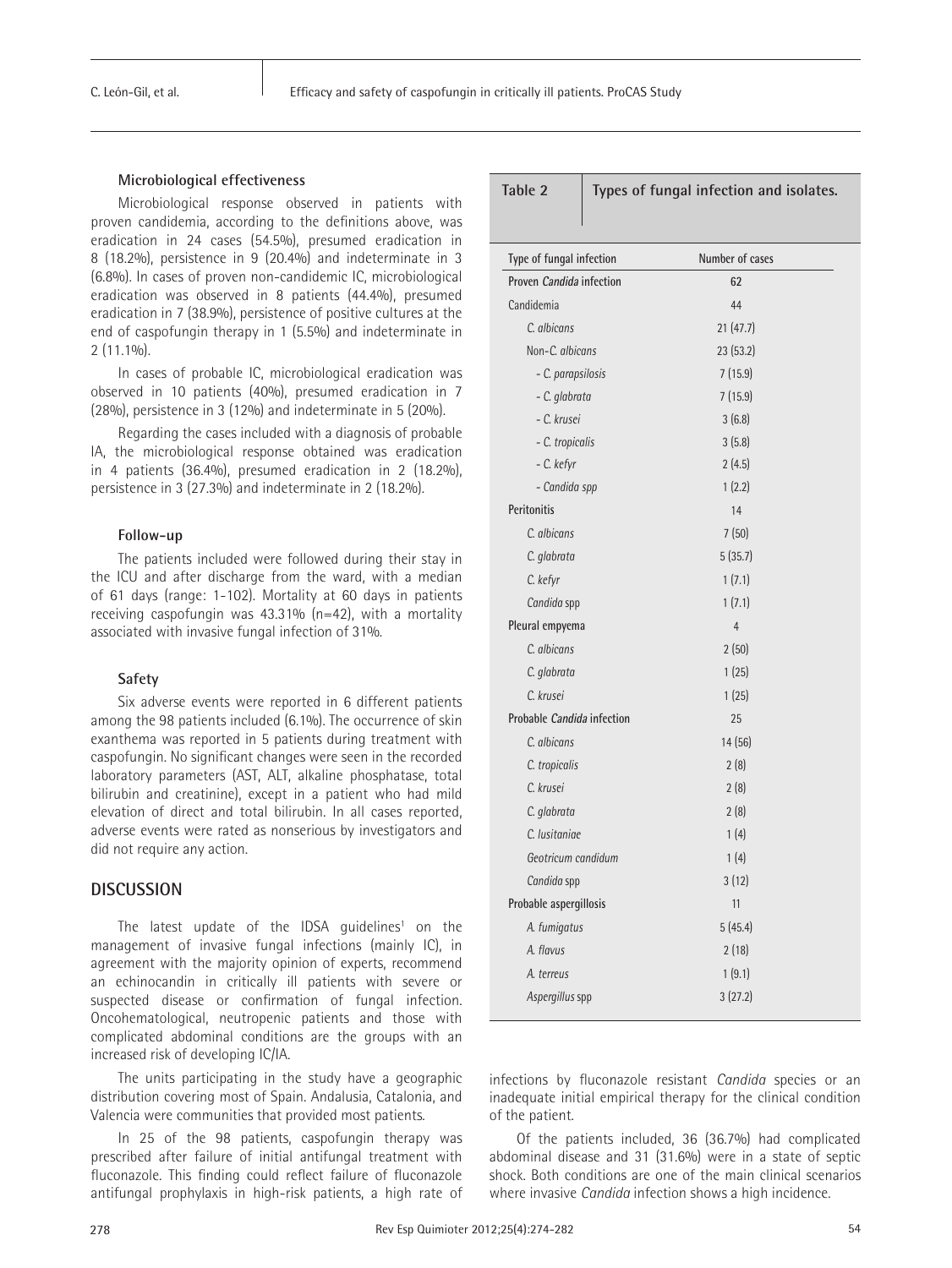### Microbiological effectiveness

Microbiological response observed in patients with proven candidemia, according to the definitions above, was eradication in 24 cases (54.5%), presumed eradication in 8 (18.2%), persistence in 9 (20.4%) and indeterminate in 3 (6.8%). In cases of proven non-candidemic IC, microbiological eradication was observed in 8 patients (44.4%), presumed eradication in 7 (38.9%), persistence of positive cultures at the end of caspofungin therapy in 1 (5.5%) and indeterminate in 2 (11.1%).

In cases of probable IC, microbiological eradication was observed in 10 patients (40%), presumed eradication in 7 (28%), persistence in 3 (12%) and indeterminate in 5 (20%).

Regarding the cases included with a diagnosis of probable IA, the microbiological response obtained was eradication in 4 patients (36.4%), presumed eradication in 2 (18.2%), persistence in 3 (27.3%) and indeterminate in 2 (18.2%).

### Follow-up

The patients included were followed during their stay in the ICU and after discharge from the ward, with a median of 61 days (range: 1-102). Mortality at 60 days in patients receiving caspofungin was 43.31% (n=42), with a mortality associated with invasive fungal infection of 31%.

### Safety

Six adverse events were reported in 6 different patients among the 98 patients included (6.1%). The occurrence of skin exanthema was reported in 5 patients during treatment with caspofungin. No significant changes were seen in the recorded laboratory parameters (AST, ALT, alkaline phosphatase, total bilirubin and creatinine), except in a patient who had mild elevation of direct and total bilirubin. In all cases reported, adverse events were rated as nonserious by investigators and did not require any action.

**Table 2** Types of fungal infection and isolates.

| Type of fungal infection | Number of cases |
|---|---|
| **Proven *Candida* infection** | **62** |
| Candidemia | 44 |
| *C. albicans* | 21 (47.7) |
| Non-*C. albicans* | 23 (53.2) |
| *- C. parapsilosis* | 7 (15.9) |
| *- C. glabrata* | 7 (15.9) |
| *- C. krusei* | 3 (6.8) |
| *- C. tropicalis* | 3 (5.8) |
| *- C. kefyr* | 2 (4.5) |
| *- Candida spp* | 1 (2.2) |
| Peritonitis | 14 |
| *C. albicans* | 7 (50) |
| *C. glabrata* | 5 (35.7) |
| *C. kefyr* | 1 (7.1) |
| *Candida* spp | 1 (7.1) |
| Pleural empyema | 4 |
| *C. albicans* | 2 (50) |
| *C. glabrata* | 1 (25) |
| *C. krusei* | 1 (25) |
| **Probable *Candida* infection** | 25 |
| *C. albicans* | 14 (56) |
| *C. tropicalis* | 2 (8) |
| *C. krusei* | 2 (8) |
| *C. glabrata* | 2 (8) |
| *C. lusitaniae* | 1 (4) |
| *Geotricum candidum* | 1 (4) |
| *Candida* spp | 3 (12) |
| **Probable aspergillosis** | 11 |
| *A. fumigatus* | 5 (45.4) |
| *A. flavus* | 2 (18) |
| *A. terreus* | 1 (9.1) |
| *Aspergillus* spp | 3 (27.2) |

## DISCUSSION

The latest update of the IDSA guidelines[1] on the management of invasive fungal infections (mainly IC), in agreement with the majority opinion of experts, recommend an echinocandin in critically ill patients with severe or suspected disease or confirmation of fungal infection. Oncohematological, neutropenic patients and those with complicated abdominal conditions are the groups with an increased risk of developing IC/IA.

The units participating in the study have a geographic distribution covering most of Spain. Andalusia, Catalonia, and Valencia were communities that provided most patients.

In 25 of the 98 patients, caspofungin therapy was prescribed after failure of initial antifungal treatment with fluconazole. This finding could reflect failure of fluconazole antifungal prophylaxis in high-risk patients, a high rate of infections by fluconazole resistant *Candida* species or an inadequate initial empirical therapy for the clinical condition of the patient.

Of the patients included, 36 (36.7%) had complicated abdominal disease and 31 (31.6%) were in a state of septic shock. Both conditions are one of the main clinical scenarios where invasive *Candida* infection shows a high incidence.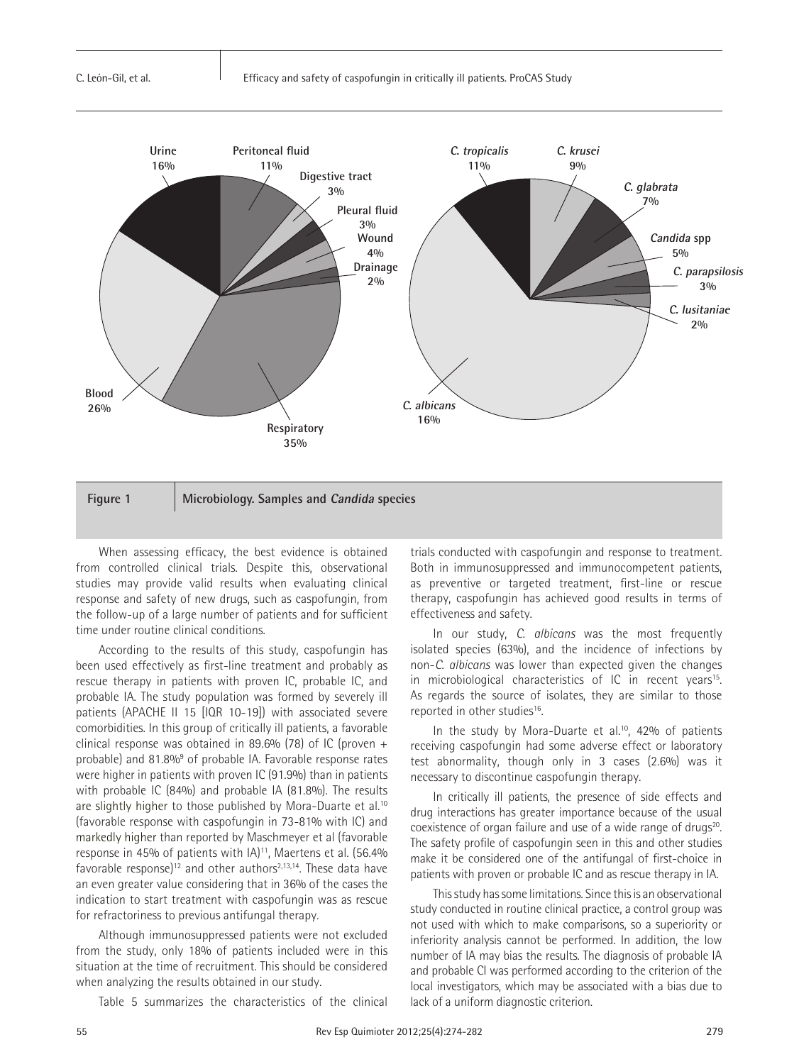Figure 1 Microbiology. Samples and *Candida* species

When assessing efficacy, the best evidence is obtained from controlled clinical trials. Despite this, observational studies may provide valid results when evaluating clinical response and safety of new drugs, such as caspofungin, from the follow-up of a large number of patients and for sufficient time under routine clinical conditions.

According to the results of this study, caspofungin has been used effectively as first-line treatment and probably as rescue therapy in patients with proven IC, probable IC, and probable IA. The study population was formed by severely ill patients (APACHE II 15 [IQR 10-19]) with associated severe comorbidities. In this group of critically ill patients, a favorable clinical response was obtained in 89.6% (78) of IC (proven + probable) and 81.8%[9] of probable IA. Favorable response rates were higher in patients with proven IC (91.9%) than in patients with probable IC (84%) and probable IA (81.8%). The results are slightly higher to those published by Mora-Duarte et al.[10] (favorable response with caspofungin in 73-81% with IC) and markedly higher than reported by Maschmeyer et al (favorable response in 45% of patients with IA)[11], Maertens et al. (56.4% favorable response)[12] and other authors[2,13,14]. These data have an even greater value considering that in 36% of the cases the indication to start treatment with caspofungin was as rescue for refractoriness to previous antifungal therapy.

Although immunosuppressed patients were not excluded from the study, only 18% of patients included were in this situation at the time of recruitment. This should be considered when analyzing the results obtained in our study.

Table 5 summarizes the characteristics of the clinical trials conducted with caspofungin and response to treatment. Both in immunosuppressed and immunocompetent patients, as preventive or targeted treatment, first-line or rescue therapy, caspofungin has achieved good results in terms of effectiveness and safety.

In our study, *C. albicans* was the most frequently isolated species (63%), and the incidence of infections by non-*C. albicans* was lower than expected given the changes in microbiological characteristics of IC in recent years[15]. As regards the source of isolates, they are similar to those reported in other studies[16].

In the study by Mora-Duarte et al.[10], 42% of patients receiving caspofungin had some adverse effect or laboratory test abnormality, though only in 3 cases (2.6%) was it necessary to discontinue caspofungin therapy.

In critically ill patients, the presence of side effects and drug interactions has greater importance because of the usual coexistence of organ failure and use of a wide range of drugs[20]. The safety profile of caspofungin seen in this and other studies make it be considered one of the antifungal of first-choice in patients with proven or probable IC and as rescue therapy in IA.

This study has some limitations. Since this is an observational study conducted in routine clinical practice, a control group was not used with which to make comparisons, so a superiority or inferiority analysis cannot be performed. In addition, the low number of IA may bias the results. The diagnosis of probable IA and probable CI was performed according to the criterion of the local investigators, which may be associated with a bias due to lack of a uniform diagnostic criterion.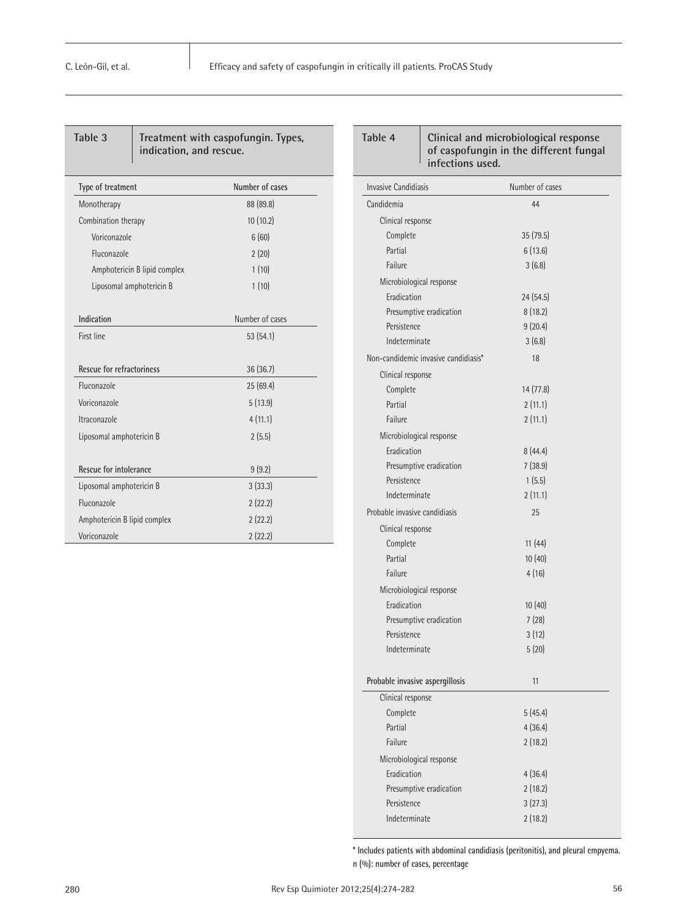**Table 3. Treatment with caspofungin. Types, indication, and rescue.**

| Type of treatment | Number of cases |
|---|---|
| Monotherapy | 88 (89.8) |
| Combination therapy | 10 (10.2) |
| Voriconazole | 6 (60) |
| Fluconazole | 2 (20) |
| Amphotericin B lipid complex | 1 (10) |
| Liposomal amphotericin B | 1 (10) |
| **Indication** | **Number of cases** |
| First line | 53 (54.1) |
| **Rescue for refractoriness** | **36 (36.7)** |
| Fluconazole | 25 (69.4) |
| Voriconazole | 5 (13.9) |
| Itraconazole | 4 (11.1) |
| Liposomal amphotericin B | 2 (5.5) |
| **Rescue for intolerance** | **9 (9.2)** |
| Liposomal amphotericin B | 3 (33.3) |
| Fluconazole | 2 (22.2) |
| Amphotericin B lipid complex | 2 (22.2) |
| Voriconazole | 2 (22.2) |

**Table 4. Clinical and microbiological response of caspofungin in the different fungal infections used.**

| Invasive Candidiasis | Number of cases |
|---|---|
| Candidemia | 44 |
| Clinical response | |
| Complete | 35 (79.5) |
| Partial | 6 (13.6) |
| Failure | 3 (6.8) |
| Microbiological response | |
| Eradication | 24 (54.5) |
| Presumptive eradication | 8 (18.2) |
| Persistence | 9 (20.4) |
| Indeterminate | 3 (6.8) |
| Non-candidemic invasive candidiasis* | 18 |
| Clinical response | |
| Complete | 14 (77.8) |
| Partial | 2 (11.1) |
| Failure | 2 (11.1) |
| Microbiological response | |
| Eradication | 8 (44.4) |
| Presumptive eradication | 7 (38.9) |
| Persistence | 1 (5.5) |
| Indeterminate | 2 (11.1) |
| Probable invasive candidiasis | 25 |
| Clinical response | |
| Complete | 11 (44) |
| Partial | 10 (40) |
| Failure | 4 (16) |
| Microbiological response | |
| Eradication | 10 (40) |
| Presumptive eradication | 7 (28) |
| Persistence | 3 (12) |
| Indeterminate | 5 (20) |
| **Probable invasive aspergillosis** | 11 |
| Clinical response | |
| Complete | 5 (45.4) |
| Partial | 4 (36.4) |
| Failure | 2 (18.2) |
| Microbiological response | |
| Eradication | 4 (36.4) |
| Presumptive eradication | 2 (18.2) |
| Persistence | 3 (27.3) |
| Indeterminate | 2 (18.2) |

* Includes patients with abdominal candidiasis (peritonitis), and pleural empyema.
n (%): number of cases, percentage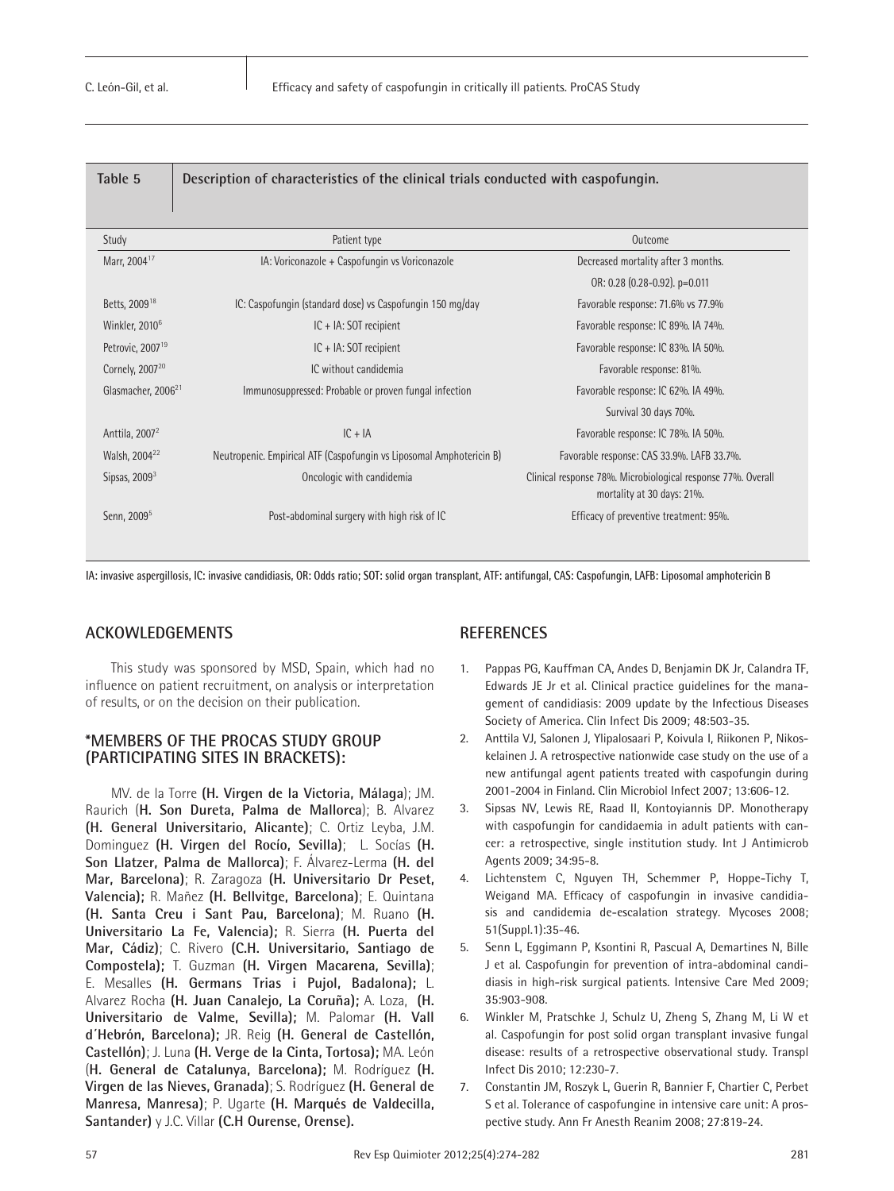**Table 5** Description of characteristics of the clinical trials conducted with caspofungin.

| Study | Patient type | Outcome |
|---|---|---|
| Marr, 2004[17] | IA: Voriconazole + Caspofungin vs Voriconazole | Decreased mortality after 3 months. OR: 0.28 (0.28-0.92). p=0.011 |
| Betts, 2009[18] | IC: Caspofungin (standard dose) vs Caspofungin 150 mg/day | Favorable response: 71.6% vs 77.9% |
| Winkler, 2010[6] | IC + IA: SOT recipient | Favorable response: IC 89%. IA 74%. |
| Petrovic, 2007[19] | IC + IA: SOT recipient | Favorable response: IC 83%. IA 50%. |
| Cornely, 2007[20] | IC without candidemia | Favorable response: 81%. |
| Glasmacher, 2006[21] | Immunosuppressed: Probable or proven fungal infection | Favorable response: IC 62%. IA 49%. Survival 30 days 70%. |
| Anttila, 2007[2] | IC + IA | Favorable response: IC 78%. IA 50%. |
| Walsh, 2004[22] | Neutropenic. Empirical ATF (Caspofungin vs Liposomal Amphotericin B) | Favorable response: CAS 33.9%. LAFB 33.7%. |
| Sipsas, 2009[3] | Oncologic with candidemia | Clinical response 78%. Microbiological response 77%. Overall mortality at 30 days: 21%. |
| Senn, 2009[5] | Post-abdominal surgery with high risk of IC | Efficacy of preventive treatment: 95%. |

IA: invasive aspergillosis, IC: invasive candidiasis, OR: Odds ratio; SOT: solid organ transplant, ATF: antifungal, CAS: Caspofungin, LAFB: Liposomal amphotericin B

## ACKOWLEDGEMENTS

This study was sponsored by MSD, Spain, which had no influence on patient recruitment, on analysis or interpretation of results, or on the decision on their publication.

## *MEMBERS OF THE PROCAS STUDY GROUP (PARTICIPATING SITES IN BRACKETS):

MV. de la Torre **(H. Virgen de la Victoria, Málaga)**; JM. Raurich (**H. Son Dureta, Palma de Mallorca**); B. Alvarez **(H. General Universitario, Alicante)**; C. Ortiz Leyba, J.M. Dominguez **(H. Virgen del Rocío, Sevilla)**; L. Socías **(H. Son Llatzer, Palma de Mallorca)**; F. Álvarez-Lerma **(H. del Mar, Barcelona)**; R. Zaragoza **(H. Universitario Dr Peset, Valencia);** R. Mañez **(H. Bellvitge, Barcelona)**; E. Quintana **(H. Santa Creu i Sant Pau, Barcelona)**; M. Ruano **(H. Universitario La Fe, Valencia);** R. Sierra **(H. Puerta del Mar, Cádiz)**; C. Rivero **(C.H. Universitario, Santiago de Compostela);** T. Guzman **(H. Virgen Macarena, Sevilla)**; E. Mesalles **(H. Germans Trias i Pujol, Badalona);** L. Alvarez Rocha **(H. Juan Canalejo, La Coruña);** A. Loza, **(H. Universitario de Valme, Sevilla);** M. Palomar **(H. Vall d´Hebrón, Barcelona);** JR. Reig **(H. General de Castellón, Castellón)**; J. Luna **(H. Verge de la Cinta, Tortosa);** MA. León (**H. General de Catalunya, Barcelona);** M. Rodríguez **(H. Virgen de las Nieves, Granada)**; S. Rodríguez **(H. General de Manresa, Manresa)**; P. Ugarte **(H. Marqués de Valdecilla, Santander)** y J.C. Villar **(C.H Ourense, Orense).**

## REFERENCES

1. Pappas PG, Kauffman CA, Andes D, Benjamin DK Jr, Calandra TF, Edwards JE Jr et al. Clinical practice guidelines for the management of candidiasis: 2009 update by the Infectious Diseases Society of America. Clin Infect Dis 2009; 48:503-35.
2. Anttila VJ, Salonen J, Ylipalosaari P, Koivula I, Riikonen P, Nikoskelainen J. A retrospective nationwide case study on the use of a new antifungal agent patients treated with caspofungin during 2001-2004 in Finland. Clin Microbiol Infect 2007; 13:606-12.
3. Sipsas NV, Lewis RE, Raad II, Kontoyiannis DP. Monotherapy with caspofungin for candidaemia in adult patients with cancer: a retrospective, single institution study. Int J Antimicrob Agents 2009; 34:95-8.
4. Lichtenstem C, Nguyen TH, Schemmer P, Hoppe-Tichy T, Weigand MA. Efficacy of caspofungin in invasive candidiasis and candidemia de-escalation strategy. Mycoses 2008; 51(Suppl.1):35-46.
5. Senn L, Eggimann P, Ksontini R, Pascual A, Demartines N, Bille J et al. Caspofungin for prevention of intra-abdominal candidiasis in high-risk surgical patients. Intensive Care Med 2009; 35:903-908.
6. Winkler M, Pratschke J, Schulz U, Zheng S, Zhang M, Li W et al. Caspofungin for post solid organ transplant invasive fungal disease: results of a retrospective observational study. Transpl Infect Dis 2010; 12:230-7.
7. Constantin JM, Roszyk L, Guerin R, Bannier F, Chartier C, Perbet S et al. Tolerance of caspofungine in intensive care unit: A prospective study. Ann Fr Anesth Reanim 2008; 27:819-24.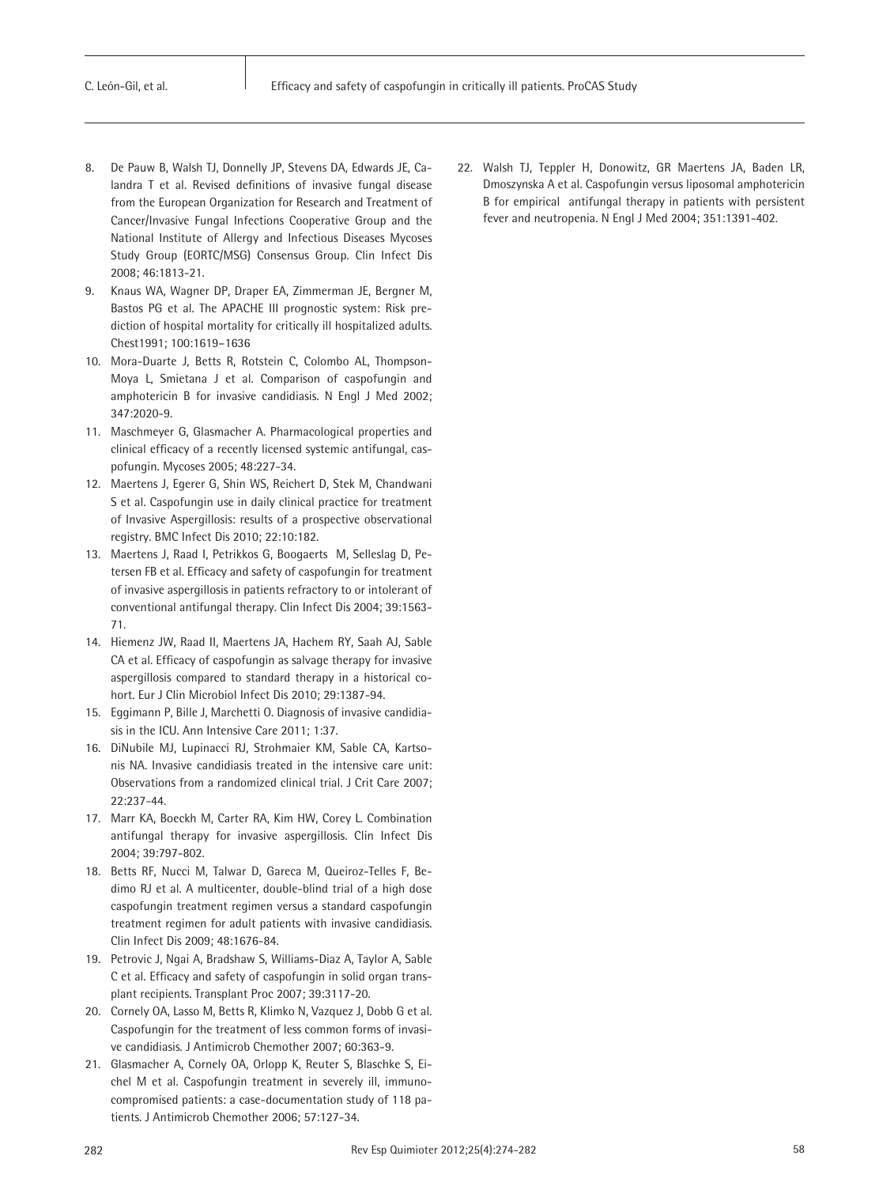8. De Pauw B, Walsh TJ, Donnelly JP, Stevens DA, Edwards JE, Calandra T et al. Revised definitions of invasive fungal disease from the European Organization for Research and Treatment of Cancer/Invasive Fungal Infections Cooperative Group and the National Institute of Allergy and Infectious Diseases Mycoses Study Group (EORTC/MSG) Consensus Group. Clin Infect Dis 2008; 46:1813-21.
9. Knaus WA, Wagner DP, Draper EA, Zimmerman JE, Bergner M, Bastos PG et al. The APACHE III prognostic system: Risk prediction of hospital mortality for critically ill hospitalized adults. Chest1991; 100:1619–1636
10. Mora-Duarte J, Betts R, Rotstein C, Colombo AL, Thompson-Moya L, Smietana J et al. Comparison of caspofungin and amphotericin B for invasive candidiasis. N Engl J Med 2002; 347:2020-9.
11. Maschmeyer G, Glasmacher A. Pharmacological properties and clinical efficacy of a recently licensed systemic antifungal, caspofungin. Mycoses 2005; 48:227-34.
12. Maertens J, Egerer G, Shin WS, Reichert D, Stek M, Chandwani S et al. Caspofungin use in daily clinical practice for treatment of Invasive Aspergillosis: results of a prospective observational registry. BMC Infect Dis 2010; 22:10:182.
13. Maertens J, Raad I, Petrikkos G, Boogaerts M, Selleslag D, Petersen FB et al. Efficacy and safety of caspofungin for treatment of invasive aspergillosis in patients refractory to or intolerant of conventional antifungal therapy. Clin Infect Dis 2004; 39:1563-71.
14. Hiemenz JW, Raad II, Maertens JA, Hachem RY, Saah AJ, Sable CA et al. Efficacy of caspofungin as salvage therapy for invasive aspergillosis compared to standard therapy in a historical cohort. Eur J Clin Microbiol Infect Dis 2010; 29:1387-94.
15. Eggimann P, Bille J, Marchetti O. Diagnosis of invasive candidiasis in the ICU. Ann Intensive Care 2011; 1:37.
16. DiNubile MJ, Lupinacci RJ, Strohmaier KM, Sable CA, Kartsonis NA. Invasive candidiasis treated in the intensive care unit: Observations from a randomized clinical trial. J Crit Care 2007; 22:237-44.
17. Marr KA, Boeckh M, Carter RA, Kim HW, Corey L. Combination antifungal therapy for invasive aspergillosis. Clin Infect Dis 2004; 39:797-802.
18. Betts RF, Nucci M, Talwar D, Gareca M, Queiroz-Telles F, Bedimo RJ et al. A multicenter, double-blind trial of a high dose caspofungin treatment regimen versus a standard caspofungin treatment regimen for adult patients with invasive candidiasis. Clin Infect Dis 2009; 48:1676-84.
19. Petrovic J, Ngai A, Bradshaw S, Williams-Diaz A, Taylor A, Sable C et al. Efficacy and safety of caspofungin in solid organ transplant recipients. Transplant Proc 2007; 39:3117-20.
20. Cornely OA, Lasso M, Betts R, Klimko N, Vazquez J, Dobb G et al. Caspofungin for the treatment of less common forms of invasive candidiasis. J Antimicrob Chemother 2007; 60:363-9.
21. Glasmacher A, Cornely OA, Orlopp K, Reuter S, Blaschke S, Eichel M et al. Caspofungin treatment in severely ill, immunocompromised patients: a case-documentation study of 118 patients. J Antimicrob Chemother 2006; 57:127-34.
22. Walsh TJ, Teppler H, Donowitz, GR Maertens JA, Baden LR, Dmoszynska A et al. Caspofungin versus liposomal amphotericin B for empirical antifungal therapy in patients with persistent fever and neutropenia. N Engl J Med 2004; 351:1391-402.